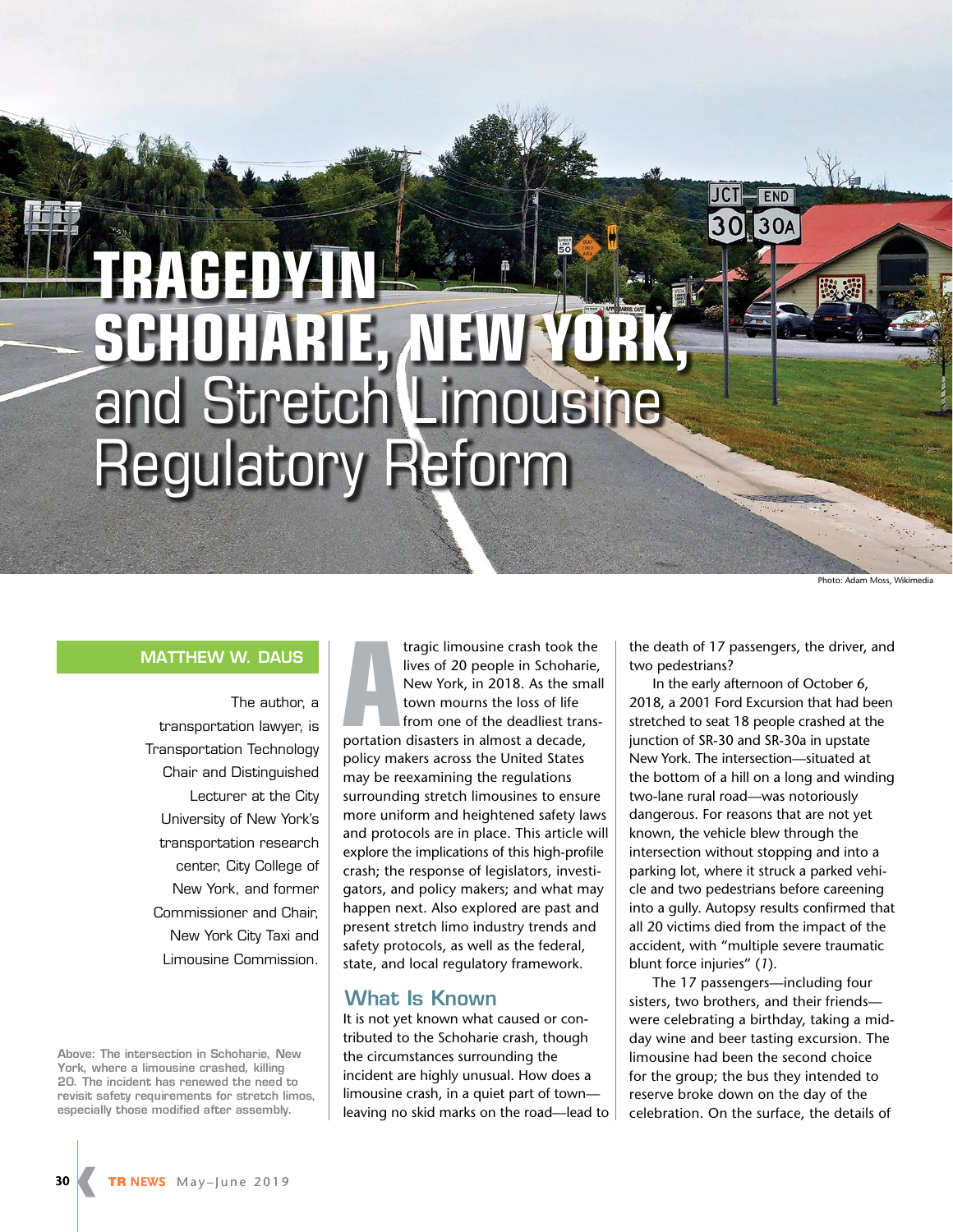# TRAGEDY IN SCHOHARIE, NEW YORK, and Stretch Limousine Regulatory Reform

Photo: Adam Moss, Wikimedia

**MATTHEW W. DAUS**

The author, a transportation lawyer, is Transportation Technology Chair and Distinguished Lecturer at the City University of New York's transportation research center, City College of New York, and former Commissioner and Chair, New York City Taxi and Limousine Commission.

Above: The intersection in Schoharie, New York, where a limousine crashed, killing 20. The incident has renewed the need to revisit safety requirements for stretch limos, especially those modified after assembly.

A tragic limousine crash took the lives of 20 people in Schoharie, New York, in 2018. As the small town mourns the loss of life from one of the deadliest transportation disasters in almost a decade, policy makers across the United States may be reexamining the regulations surrounding stretch limousines to ensure more uniform and heightened safety laws and protocols are in place. This article will explore the implications of this high-profile crash; the response of legislators, investigators, and policy makers; and what may happen next. Also explored are past and present stretch limo industry trends and safety protocols, as well as the federal, state, and local regulatory framework.

## What Is Known

It is not yet known what caused or contributed to the Schoharie crash, though the circumstances surrounding the incident are highly unusual. How does a limousine crash, in a quiet part of town—leaving no skid marks on the road—lead to the death of 17 passengers, the driver, and two pedestrians?

In the early afternoon of October 6, 2018, a 2001 Ford Excursion that had been stretched to seat 18 people crashed at the junction of SR-30 and SR-30a in upstate New York. The intersection—situated at the bottom of a hill on a long and winding two-lane rural road—was notoriously dangerous. For reasons that are not yet known, the vehicle blew through the intersection without stopping and into a parking lot, where it struck a parked vehicle and two pedestrians before careening into a gully. Autopsy results confirmed that all 20 victims died from the impact of the accident, with "multiple severe traumatic blunt force injuries" (*1*).

The 17 passengers—including four sisters, two brothers, and their friends—were celebrating a birthday, taking a midday wine and beer tasting excursion. The limousine had been the second choice for the group; the bus they intended to reserve broke down on the day of the celebration. On the surface, the details of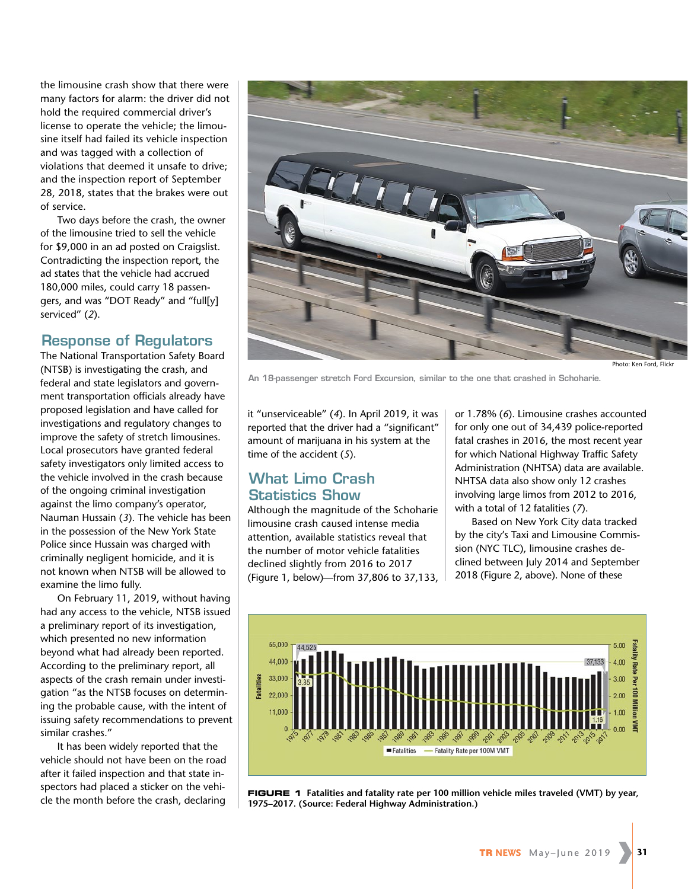the limousine crash show that there were many factors for alarm: the driver did not hold the required commercial driver's license to operate the vehicle; the limousine itself had failed its vehicle inspection and was tagged with a collection of violations that deemed it unsafe to drive; and the inspection report of September 28, 2018, states that the brakes were out of service.

Two days before the crash, the owner of the limousine tried to sell the vehicle for $9,000 in an ad posted on Craigslist. Contradicting the inspection report, the ad states that the vehicle had accrued 180,000 miles, could carry 18 passengers, and was "DOT Ready" and "full[y] serviced" (*2*).

## Response of Regulators

The National Transportation Safety Board (NTSB) is investigating the crash, and federal and state legislators and government transportation officials already have proposed legislation and have called for investigations and regulatory changes to improve the safety of stretch limousines. Local prosecutors have granted federal safety investigators only limited access to the vehicle involved in the crash because of the ongoing criminal investigation against the limo company's operator, Nauman Hussain (*3*). The vehicle has been in the possession of the New York State Police since Hussain was charged with criminally negligent homicide, and it is not known when NTSB will be allowed to examine the limo fully.

On February 11, 2019, without having had any access to the vehicle, NTSB issued a preliminary report of its investigation, which presented no new information beyond what had already been reported. According to the preliminary report, all aspects of the crash remain under investigation "as the NTSB focuses on determining the probable cause, with the intent of issuing safety recommendations to prevent similar crashes."

It has been widely reported that the vehicle should not have been on the road after it failed inspection and that state inspectors had placed a sticker on the vehicle the month before the crash, declaring it "unserviceable" (*4*). In April 2019, it was reported that the driver had a "significant" amount of marijuana in his system at the time of the accident (*5*).

Photo: Ken Ford, Flickr

An 18-passenger stretch Ford Excursion, similar to the one that crashed in Schoharie.

## What Limo Crash Statistics Show

Although the magnitude of the Schoharie limousine crash caused intense media attention, available statistics reveal that the number of motor vehicle fatalities declined slightly from 2016 to 2017 (Figure 1, below)—from 37,806 to 37,133, or 1.78% (*6*). Limousine crashes accounted for only one out of 34,439 police-reported fatal crashes in 2016, the most recent year for which National Highway Traffic Safety Administration (NHTSA) data are available. NHTSA data also show only 12 crashes involving large limos from 2012 to 2016, with a total of 12 fatalities (*7*).

Based on New York City data tracked by the city's Taxi and Limousine Commission (NYC TLC), limousine crashes declined between July 2014 and September 2018 (Figure 2, above). None of these

**FIGURE 1** Fatalities and fatality rate per 100 million vehicle miles traveled (VMT) by year, 1975–2017. (Source: Federal Highway Administration.)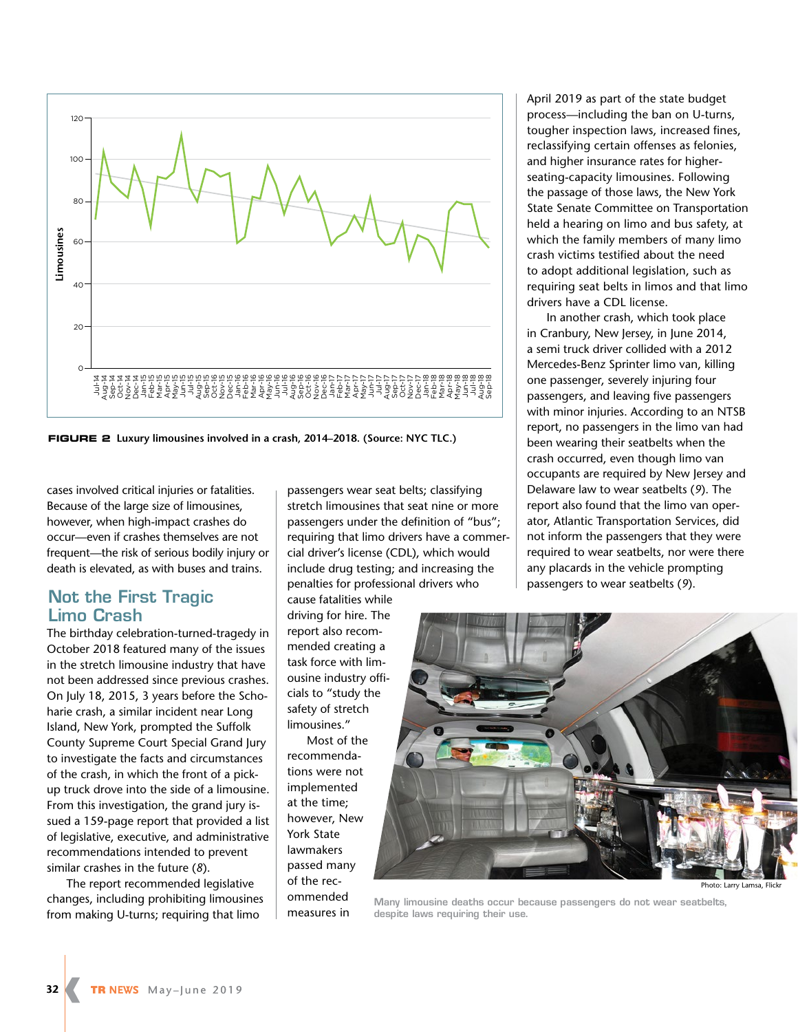**FIGURE 2** Luxury limousines involved in a crash, 2014–2018. (Source: NYC TLC.)

April 2019 as part of the state budget process—including the ban on U-turns, tougher inspection laws, increased fines, reclassifying certain offenses as felonies, and higher insurance rates for higher-seating-capacity limousines. Following the passage of those laws, the New York State Senate Committee on Transportation held a hearing on limo and bus safety, at which the family members of many limo crash victims testified about the need to adopt additional legislation, such as requiring seat belts in limos and that limo drivers have a CDL license.

In another crash, which took place in Cranbury, New Jersey, in June 2014, a semi truck driver collided with a 2012 Mercedes-Benz Sprinter limo van, killing one passenger, severely injuring four passengers, and leaving five passengers with minor injuries. According to an NTSB report, no passengers in the limo van had been wearing their seatbelts when the crash occurred, even though limo van occupants are required by New Jersey and Delaware law to wear seatbelts (*9*). The report also found that the limo van operator, Atlantic Transportation Services, did not inform the passengers that they were required to wear seatbelts, nor were there any placards in the vehicle prompting passengers to wear seatbelts (*9*).

cases involved critical injuries or fatalities. Because of the large size of limousines, however, when high-impact crashes do occur—even if crashes themselves are not frequent—the risk of serious bodily injury or death is elevated, as with buses and trains.

## Not the First Tragic Limo Crash

The birthday celebration-turned-tragedy in October 2018 featured many of the issues in the stretch limousine industry that have not been addressed since previous crashes. On July 18, 2015, 3 years before the Schoharie crash, a similar incident near Long Island, New York, prompted the Suffolk County Supreme Court Special Grand Jury to investigate the facts and circumstances of the crash, in which the front of a pickup truck drove into the side of a limousine. From this investigation, the grand jury issued a 159-page report that provided a list of legislative, executive, and administrative recommendations intended to prevent similar crashes in the future (*8*).

The report recommended legislative changes, including prohibiting limousines from making U-turns; requiring that limo passengers wear seat belts; classifying stretch limousines that seat nine or more passengers under the definition of "bus"; requiring that limo drivers have a commercial driver's license (CDL), which would include drug testing; and increasing the penalties for professional drivers who cause fatalities while driving for hire. The report also recommended creating a task force with limousine industry officials to "study the safety of stretch limousines."

Most of the recommendations were not implemented at the time; however, New York State lawmakers passed many of the recommended measures in

Photo: Larry Lamsa, Flickr

Many limousine deaths occur because passengers do not wear seatbelts, despite laws requiring their use.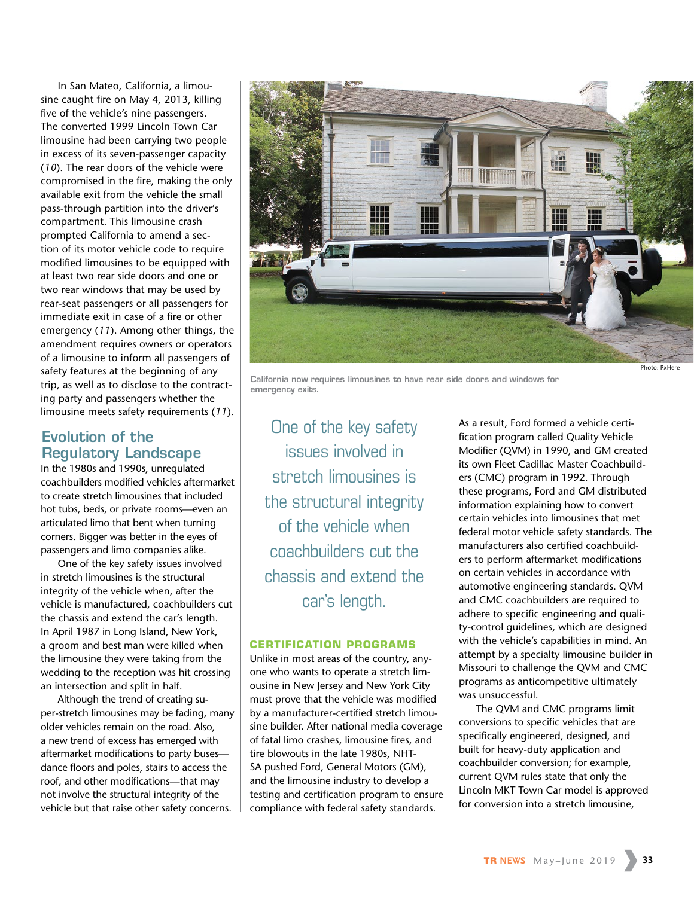In San Mateo, California, a limousine caught fire on May 4, 2013, killing five of the vehicle's nine passengers. The converted 1999 Lincoln Town Car limousine had been carrying two people in excess of its seven-passenger capacity (*10*). The rear doors of the vehicle were compromised in the fire, making the only available exit from the vehicle the small pass-through partition into the driver's compartment. This limousine crash prompted California to amend a section of its motor vehicle code to require modified limousines to be equipped with at least two rear side doors and one or two rear windows that may be used by rear-seat passengers or all passengers for immediate exit in case of a fire or other emergency (*11*). Among other things, the amendment requires owners or operators of a limousine to inform all passengers of safety features at the beginning of any trip, as well as to disclose to the contracting party and passengers whether the limousine meets safety requirements (*11*).

Photo: PxHere

California now requires limousines to have rear side doors and windows for emergency exits.

## Evolution of the Regulatory Landscape

In the 1980s and 1990s, unregulated coachbuilders modified vehicles aftermarket to create stretch limousines that included hot tubs, beds, or private rooms—even an articulated limo that bent when turning corners. Bigger was better in the eyes of passengers and limo companies alike.

One of the key safety issues involved in stretch limousines is the structural integrity of the vehicle when, after the vehicle is manufactured, coachbuilders cut the chassis and extend the car's length. In April 1987 in Long Island, New York, a groom and best man were killed when the limousine they were taking from the wedding to the reception was hit crossing an intersection and split in half.

Although the trend of creating super-stretch limousines may be fading, many older vehicles remain on the road. Also, a new trend of excess has emerged with aftermarket modifications to party buses—dance floors and poles, stairs to access the roof, and other modifications—that may not involve the structural integrity of the vehicle but that raise other safety concerns.

> One of the key safety issues involved in stretch limousines is the structural integrity of the vehicle when coachbuilders cut the chassis and extend the car's length.

### CERTIFICATION PROGRAMS

Unlike in most areas of the country, anyone who wants to operate a stretch limousine in New Jersey and New York City must prove that the vehicle was modified by a manufacturer-certified stretch limousine builder. After national media coverage of fatal limo crashes, limousine fires, and tire blowouts in the late 1980s, NHTSA pushed Ford, General Motors (GM), and the limousine industry to develop a testing and certification program to ensure compliance with federal safety standards.

As a result, Ford formed a vehicle certification program called Quality Vehicle Modifier (QVM) in 1990, and GM created its own Fleet Cadillac Master Coachbuilders (CMC) program in 1992. Through these programs, Ford and GM distributed information explaining how to convert certain vehicles into limousines that met federal motor vehicle safety standards. The manufacturers also certified coachbuilders to perform aftermarket modifications on certain vehicles in accordance with automotive engineering standards. QVM and CMC coachbuilders are required to adhere to specific engineering and quality-control guidelines, which are designed with the vehicle's capabilities in mind. An attempt by a specialty limousine builder in Missouri to challenge the QVM and CMC programs as anticompetitive ultimately was unsuccessful.

The QVM and CMC programs limit conversions to specific vehicles that are specifically engineered, designed, and built for heavy-duty application and coachbuilder conversion; for example, current QVM rules state that only the Lincoln MKT Town Car model is approved for conversion into a stretch limousine,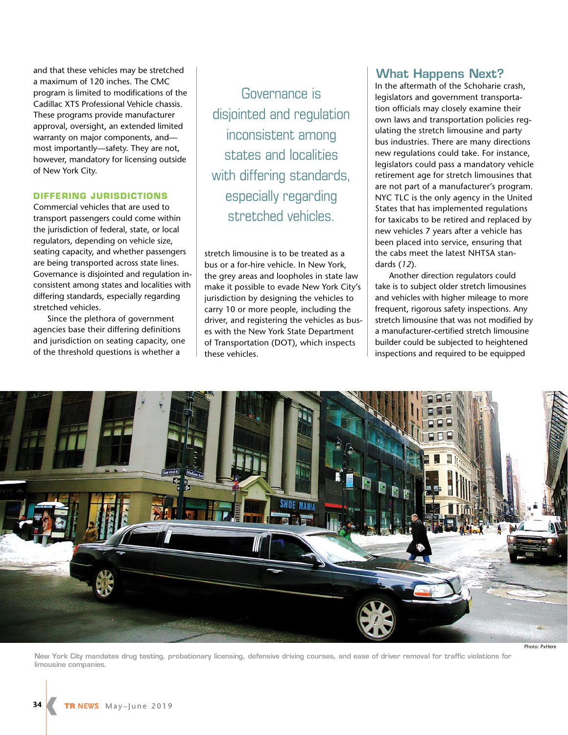and that these vehicles may be stretched a maximum of 120 inches. The CMC program is limited to modifications of the Cadillac XTS Professional Vehicle chassis. These programs provide manufacturer approval, oversight, an extended limited warranty on major components, and—most importantly—safety. They are not, however, mandatory for licensing outside of New York City.

### DIFFERING JURISDICTIONS

Commercial vehicles that are used to transport passengers could come within the jurisdiction of federal, state, or local regulators, depending on vehicle size, seating capacity, and whether passengers are being transported across state lines. Governance is disjointed and regulation inconsistent among states and localities with differing standards, especially regarding stretched vehicles.

Since the plethora of government agencies base their differing definitions and jurisdiction on seating capacity, one of the threshold questions is whether a stretch limousine is to be treated as a bus or a for-hire vehicle. In New York, the grey areas and loopholes in state law make it possible to evade New York City's jurisdiction by designing the vehicles to carry 10 or more people, including the driver, and registering the vehicles as buses with the New York State Department of Transportation (DOT), which inspects these vehicles.

> Governance is disjointed and regulation inconsistent among states and localities with differing standards, especially regarding stretched vehicles.

## What Happens Next?

In the aftermath of the Schoharie crash, legislators and government transportation officials may closely examine their own laws and transportation policies regulating the stretch limousine and party bus industries. There are many directions new regulations could take. For instance, legislators could pass a mandatory vehicle retirement age for stretch limousines that are not part of a manufacturer's program. NYC TLC is the only agency in the United States that has implemented regulations for taxicabs to be retired and replaced by new vehicles 7 years after a vehicle has been placed into service, ensuring that the cabs meet the latest NHTSA standards (*12*).

Another direction regulators could take is to subject older stretch limousines and vehicles with higher mileage to more frequent, rigorous safety inspections. Any stretch limousine that was not modified by a manufacturer-certified stretch limousine builder could be subjected to heightened inspections and required to be equipped

Photo: PxHere

New York City mandates drug testing, probationary licensing, defensive driving courses, and ease of driver removal for traffic violations for limousine companies.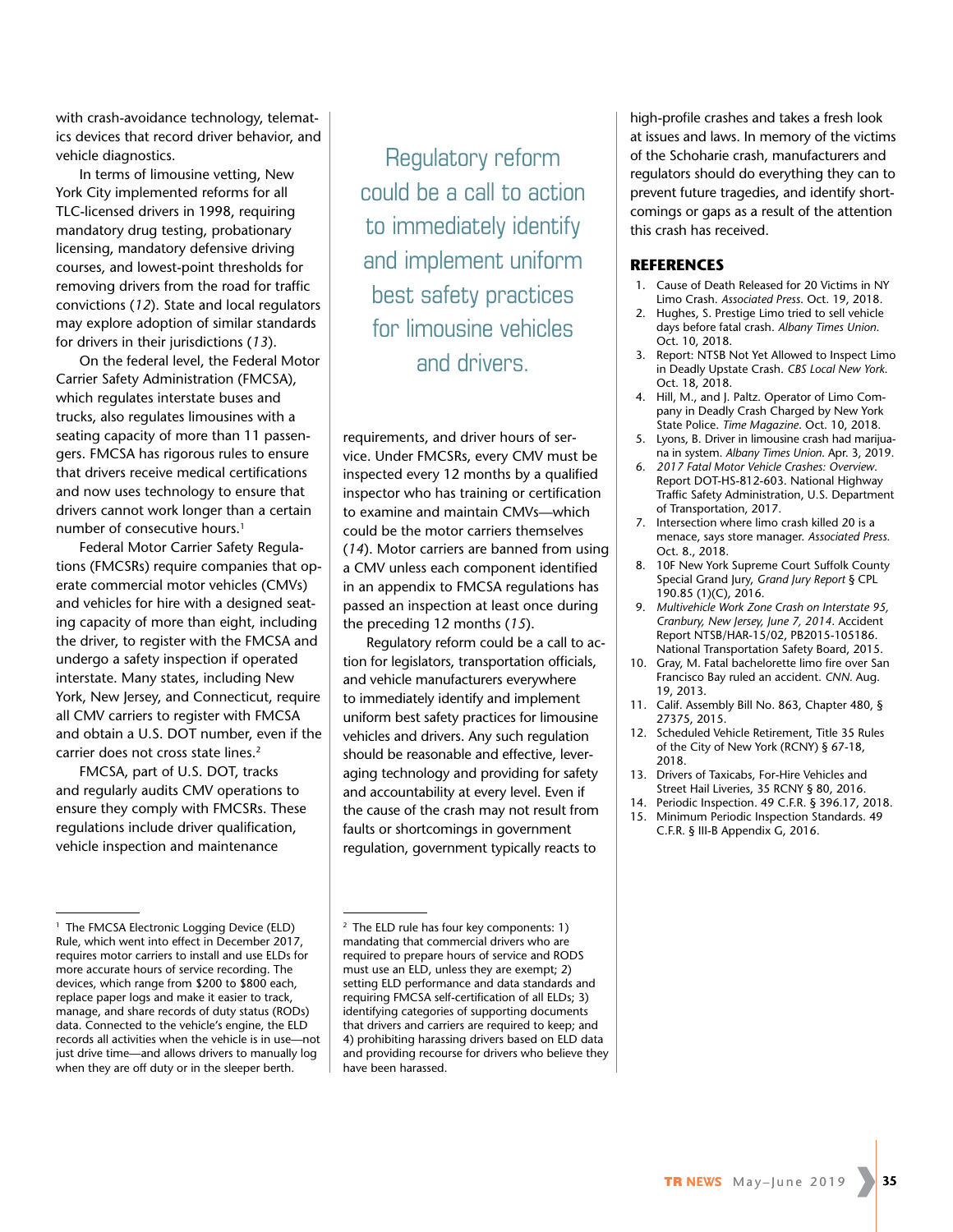with crash-avoidance technology, telematics devices that record driver behavior, and vehicle diagnostics.

In terms of limousine vetting, New York City implemented reforms for all TLC-licensed drivers in 1998, requiring mandatory drug testing, probationary licensing, mandatory defensive driving courses, and lowest-point thresholds for removing drivers from the road for traffic convictions (*12*). State and local regulators may explore adoption of similar standards for drivers in their jurisdictions (*13*).

On the federal level, the Federal Motor Carrier Safety Administration (FMCSA), which regulates interstate buses and trucks, also regulates limousines with a seating capacity of more than 11 passengers. FMCSA has rigorous rules to ensure that drivers receive medical certifications and now uses technology to ensure that drivers cannot work longer than a certain number of consecutive hours.[1]

Federal Motor Carrier Safety Regulations (FMCSRs) require companies that operate commercial motor vehicles (CMVs) and vehicles for hire with a designed seating capacity of more than eight, including the driver, to register with the FMCSA and undergo a safety inspection if operated interstate. Many states, including New York, New Jersey, and Connecticut, require all CMV carriers to register with FMCSA and obtain a U.S. DOT number, even if the carrier does not cross state lines.[2]

FMCSA, part of U.S. DOT, tracks and regularly audits CMV operations to ensure they comply with FMCSRs. These regulations include driver qualification, vehicle inspection and maintenance requirements, and driver hours of service. Under FMCSRs, every CMV must be inspected every 12 months by a qualified inspector who has training or certification to examine and maintain CMVs—which could be the motor carriers themselves (*14*). Motor carriers are banned from using a CMV unless each component identified in an appendix to FMCSA regulations has passed an inspection at least once during the preceding 12 months (*15*).

> Regulatory reform could be a call to action to immediately identify and implement uniform best safety practices for limousine vehicles and drivers.

Regulatory reform could be a call to action for legislators, transportation officials, and vehicle manufacturers everywhere to immediately identify and implement uniform best safety practices for limousine vehicles and drivers. Any such regulation should be reasonable and effective, leveraging technology and providing for safety and accountability at every level. Even if the cause of the crash may not result from faults or shortcomings in government regulation, government typically reacts to high-profile crashes and takes a fresh look at issues and laws. In memory of the victims of the Schoharie crash, manufacturers and regulators should do everything they can to prevent future tragedies, and identify shortcomings or gaps as a result of the attention this crash has received.

[1] The FMCSA Electronic Logging Device (ELD) Rule, which went into effect in December 2017, requires motor carriers to install and use ELDs for more accurate hours of service recording. The devices, which range from $200 to $800 each, replace paper logs and make it easier to track, manage, and share records of duty status (RODs) data. Connected to the vehicle's engine, the ELD records all activities when the vehicle is in use—not just drive time—and allows drivers to manually log when they are off duty or in the sleeper berth.

[2] The ELD rule has four key components: 1) mandating that commercial drivers who are required to prepare hours of service and RODS must use an ELD, unless they are exempt; 2) setting ELD performance and data standards and requiring FMCSA self-certification of all ELDs; 3) identifying categories of supporting documents that drivers and carriers are required to keep; and 4) prohibiting harassing drivers based on ELD data and providing recourse for drivers who believe they have been harassed.

## REFERENCES

1. Cause of Death Released for 20 Victims in NY Limo Crash. *Associated Press*. Oct. 19, 2018.
2. Hughes, S. Prestige Limo tried to sell vehicle days before fatal crash. *Albany Times Union*. Oct. 10, 2018.
3. Report: NTSB Not Yet Allowed to Inspect Limo in Deadly Upstate Crash. *CBS Local New York*. Oct. 18, 2018.
4. Hill, M., and J. Paltz. Operator of Limo Company in Deadly Crash Charged by New York State Police. *Time Magazine*. Oct. 10, 2018.
5. Lyons, B. Driver in limousine crash had marijuana in system. *Albany Times Union*. Apr. 3, 2019.
6. *2017 Fatal Motor Vehicle Crashes: Overview*. Report DOT-HS-812-603. National Highway Traffic Safety Administration, U.S. Department of Transportation, 2017.
7. Intersection where limo crash killed 20 is a menace, says store manager. *Associated Press*. Oct. 8., 2018.
8. 10F New York Supreme Court Suffolk County Special Grand Jury, *Grand Jury Report* § CPL 190.85 (1)(C), 2016.
9. *Multivehicle Work Zone Crash on Interstate 95, Cranbury, New Jersey, June 7, 2014*. Accident Report NTSB/HAR-15/02, PB2015-105186. National Transportation Safety Board, 2015.
10. Gray, M. Fatal bachelorette limo fire over San Francisco Bay ruled an accident. *CNN*. Aug. 19, 2013.
11. Calif. Assembly Bill No. 863, Chapter 480, § 27375, 2015.
12. Scheduled Vehicle Retirement, Title 35 Rules of the City of New York (RCNY) § 67-18, 2018.
13. Drivers of Taxicabs, For-Hire Vehicles and Street Hail Liveries, 35 RCNY § 80, 2016.
14. Periodic Inspection. 49 C.F.R. § 396.17, 2018.
15. Minimum Periodic Inspection Standards. 49 C.F.R. § III-B Appendix G, 2016.